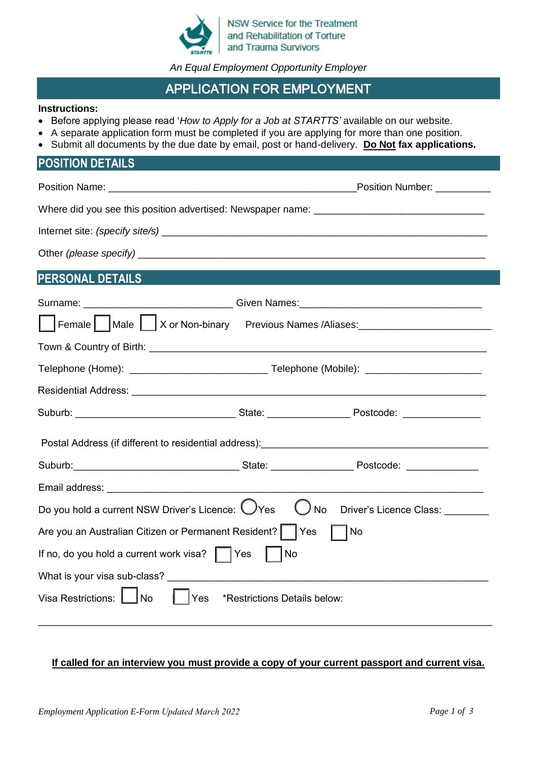NSW Service for the Treatment and Rehabilitation of Torture and Trauma Survivors

*An Equal Employment Opportunity Employer*

# APPLICATION FOR EMPLOYMENT

**Instructions:**

- Before applying please read '*How to Apply for a Job at STARTTS'* available on our website.
- A separate application form must be completed if you are applying for more than one position.
- Submit all documents by the due date by email, post or hand-delivery. **Do Not fax applications.**

## POSITION DETAILS

Position Name: ______________________________________________ Position Number: __________

Where did you see this position advertised: Newspaper name: _______________________________

Internet site: *(specify site/s)* ____________________________________________________________

Other *(please specify)* ______________________________________________________________

## PERSONAL DETAILS

Surname: ___________________________ Given Names: _________________________________

☐ Female ☐ Male ☐ X or Non-binary    Previous Names /Aliases: _______________________

Town & Country of Birth: ______________________________________________________________

Telephone (Home): _________________________ Telephone (Mobile): _____________________

Residential Address: _________________________________________________________________

Suburb: _____________________________ State: _______________ Postcode: ______________

Postal Address (if different to residential address): __________________________________________

Suburb: ______________________________ State: _______________ Postcode: _____________

Email address: _______________________________________________________________________

Do you hold a current NSW Driver's Licence: ◯ Yes ◯ No    Driver's Licence Class: ________

Are you an Australian Citizen or Permanent Resident? ☐ Yes ☐ No

If no, do you hold a current work visa? ☐ Yes ☐ No

What is your visa sub-class? __________________________________________________________

Visa Restrictions: ☐ No ☐ Yes    *Restrictions Details below:

___________________________________________________________________________________

**If called for an interview you must provide a copy of your current passport and current visa.**

*Employment Application E-Form Updated March 2022*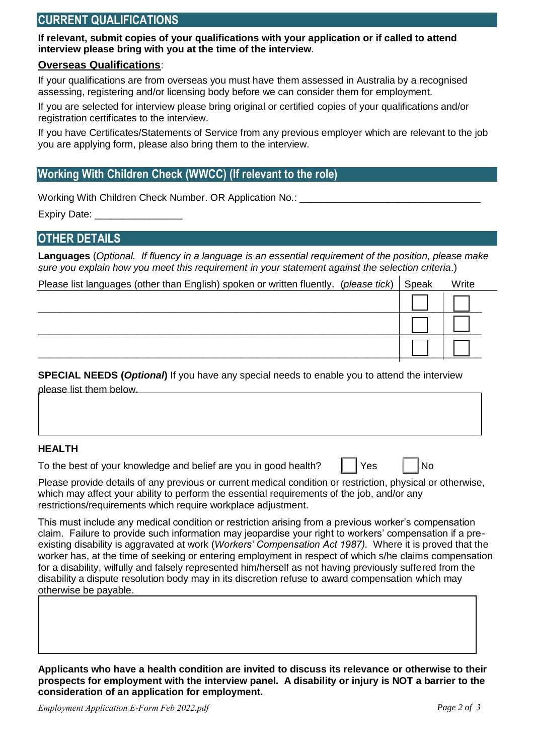## CURRENT QUALIFICATIONS

**If relevant, submit copies of your qualifications with your application or if called to attend interview please bring with you at the time of the interview.**

**Overseas Qualifications**:

If your qualifications are from overseas you must have them assessed in Australia by a recognised assessing, registering and/or licensing body before we can consider them for employment.

If you are selected for interview please bring original or certified copies of your qualifications and/or registration certificates to the interview.

If you have Certificates/Statements of Service from any previous employer which are relevant to the job you are applying form, please also bring them to the interview.

## Working With Children Check (WWCC) (If relevant to the role)

Working With Children Check Number. OR Application No.: ________________________________

Expiry Date: ________________

## OTHER DETAILS

**Languages** (*Optional. If fluency in a language is an essential requirement of the position, please make sure you explain how you meet this requirement in your statement against the selection criteria*.)

| Please list languages (other than English) spoken or written fluently. (*please tick*) | Speak | Write |
|---|---|---|
| | ☐ | ☐ |
| | ☐ | ☐ |
| | ☐ | ☐ |

**SPECIAL NEEDS (*Optional*)** If you have any special needs to enable you to attend the interview please list them below.

**HEALTH**

To the best of your knowledge and belief are you in good health? ☐ Yes ☐ No

Please provide details of any previous or current medical condition or restriction, physical or otherwise, which may affect your ability to perform the essential requirements of the job, and/or any restrictions/requirements which require workplace adjustment.

This must include any medical condition or restriction arising from a previous worker's compensation claim. Failure to provide such information may jeopardise your right to workers' compensation if a pre-existing disability is aggravated at work (*Workers' Compensation Act 1987).* Where it is proved that the worker has, at the time of seeking or entering employment in respect of which s/he claims compensation for a disability, wilfully and falsely represented him/herself as not having previously suffered from the disability a dispute resolution body may in its discretion refuse to award compensation which may otherwise be payable.

**Applicants who have a health condition are invited to discuss its relevance or otherwise to their prospects for employment with the interview panel. A disability or injury is NOT a barrier to the consideration of an application for employment.**

*Employment Application E-Form Feb 2022.pdf*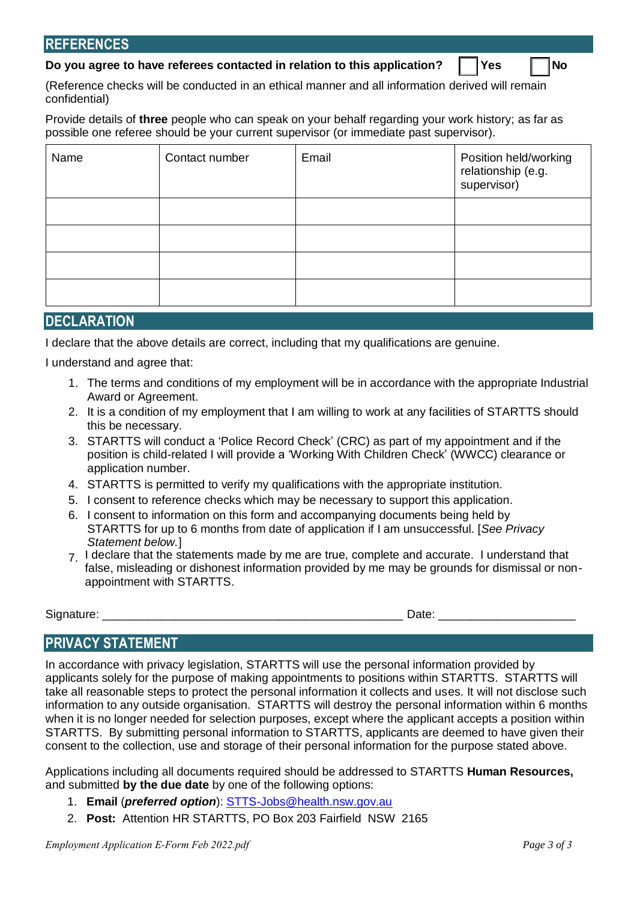## REFERENCES

**Do you agree to have referees contacted in relation to this application?** ☐ **Yes** ☐ **No**

(Reference checks will be conducted in an ethical manner and all information derived will remain confidential)

Provide details of **three** people who can speak on your behalf regarding your work history; as far as possible one referee should be your current supervisor (or immediate past supervisor).

| Name | Contact number | Email | Position held/working relationship (e.g. supervisor) |
|---|---|---|---|
| | | | |
| | | | |
| | | | |
| | | | |

## DECLARATION

I declare that the above details are correct, including that my qualifications are genuine.

I understand and agree that:

1. The terms and conditions of my employment will be in accordance with the appropriate Industrial Award or Agreement.
2. It is a condition of my employment that I am willing to work at any facilities of STARTTS should this be necessary.
3. STARTTS will conduct a 'Police Record Check' (CRC) as part of my appointment and if the position is child-related I will provide a 'Working With Children Check' (WWCC) clearance or application number.
4. STARTTS is permitted to verify my qualifications with the appropriate institution.
5. I consent to reference checks which may be necessary to support this application.
6. I consent to information on this form and accompanying documents being held by STARTTS for up to 6 months from date of application if I am unsuccessful. [*See Privacy Statement below.*]
7. I declare that the statements made by me are true, complete and accurate. I understand that false, misleading or dishonest information provided by me may be grounds for dismissal or non-appointment with STARTTS.

Signature: _______________________________________________ Date: ____________________

## PRIVACY STATEMENT

In accordance with privacy legislation, STARTTS will use the personal information provided by applicants solely for the purpose of making appointments to positions within STARTTS. STARTTS will take all reasonable steps to protect the personal information it collects and uses. It will not disclose such information to any outside organisation. STARTTS will destroy the personal information within 6 months when it is no longer needed for selection purposes, except where the applicant accepts a position within STARTTS. By submitting personal information to STARTTS, applicants are deemed to have given their consent to the collection, use and storage of their personal information for the purpose stated above.

Applications including all documents required should be addressed to STARTTS **Human Resources,** and submitted **by the due date** by one of the following options:

1. **Email** (***preferred option***): STTS-Jobs@health.nsw.gov.au
2. **Post:** Attention HR STARTTS, PO Box 203 Fairfield NSW 2165

*Employment Application E-Form Feb 2022.pdf*